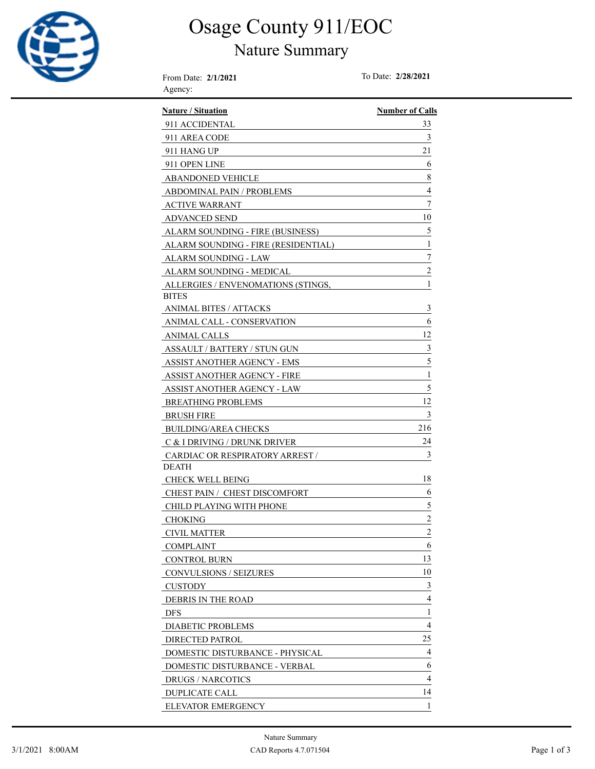# Osage County 911/EOC

## Nature Summary

From Date: **2/1/2021** To Date: **2/28/2021**

Agency:

| Nature / Situation | Number of Calls |
|---|---|
| 911 ACCIDENTAL | 33 |
| 911 AREA CODE | 3 |
| 911 HANG UP | 21 |
| 911 OPEN LINE | 6 |
| ABANDONED VEHICLE | 8 |
| ABDOMINAL PAIN / PROBLEMS | 4 |
| ACTIVE WARRANT | 7 |
| ADVANCED SEND | 10 |
| ALARM SOUNDING - FIRE (BUSINESS) | 5 |
| ALARM SOUNDING - FIRE (RESIDENTIAL) | 1 |
| ALARM SOUNDING - LAW | 7 |
| ALARM SOUNDING - MEDICAL | 2 |
| ALLERGIES / ENVENOMATIONS (STINGS, BITES | 1 |
| ANIMAL BITES / ATTACKS | 3 |
| ANIMAL CALL - CONSERVATION | 6 |
| ANIMAL CALLS | 12 |
| ASSAULT / BATTERY / STUN GUN | 3 |
| ASSIST ANOTHER AGENCY - EMS | 5 |
| ASSIST ANOTHER AGENCY - FIRE | 1 |
| ASSIST ANOTHER AGENCY - LAW | 5 |
| BREATHING PROBLEMS | 12 |
| BRUSH FIRE | 3 |
| BUILDING/AREA CHECKS | 216 |
| C & I DRIVING / DRUNK DRIVER | 24 |
| CARDIAC OR RESPIRATORY ARREST / DEATH | 3 |
| CHECK WELL BEING | 18 |
| CHEST PAIN / CHEST DISCOMFORT | 6 |
| CHILD PLAYING WITH PHONE | 5 |
| CHOKING | 2 |
| CIVIL MATTER | 2 |
| COMPLAINT | 6 |
| CONTROL BURN | 13 |
| CONVULSIONS / SEIZURES | 10 |
| CUSTODY | 3 |
| DEBRIS IN THE ROAD | 4 |
| DFS | 1 |
| DIABETIC PROBLEMS | 4 |
| DIRECTED PATROL | 25 |
| DOMESTIC DISTURBANCE - PHYSICAL | 4 |
| DOMESTIC DISTURBANCE - VERBAL | 6 |
| DRUGS / NARCOTICS | 4 |
| DUPLICATE CALL | 14 |
| ELEVATOR EMERGENCY | 1 |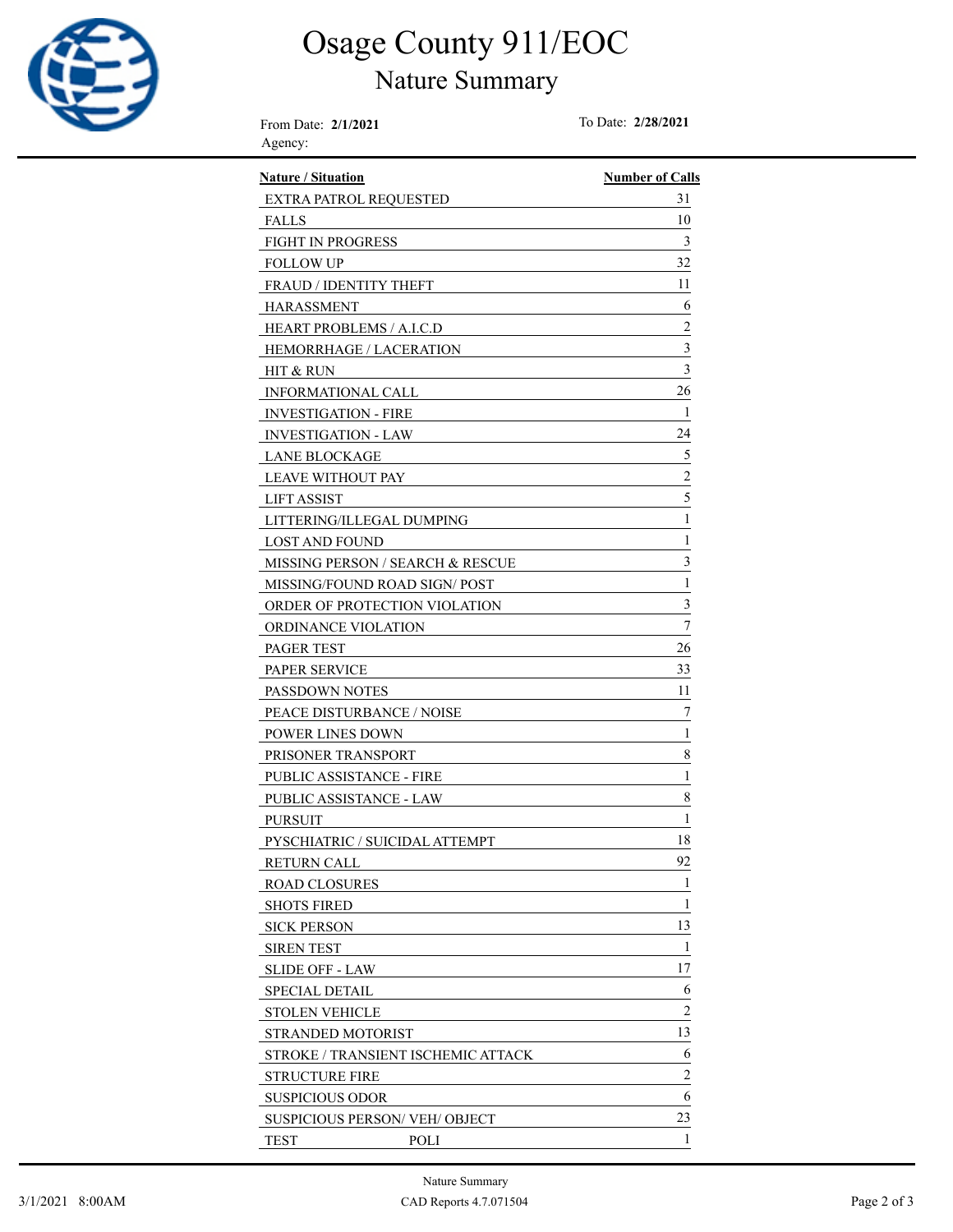# Osage County 911/EOC

## Nature Summary

From Date: **2/1/2021** To Date: **2/28/2021**

Agency:

| Nature / Situation | Number of Calls |
| --- | --- |
| EXTRA PATROL REQUESTED | 31 |
| FALLS | 10 |
| FIGHT IN PROGRESS | 3 |
| FOLLOW UP | 32 |
| FRAUD / IDENTITY THEFT | 11 |
| HARASSMENT | 6 |
| HEART PROBLEMS / A.I.C.D | 2 |
| HEMORRHAGE / LACERATION | 3 |
| HIT & RUN | 3 |
| INFORMATIONAL CALL | 26 |
| INVESTIGATION - FIRE | 1 |
| INVESTIGATION - LAW | 24 |
| LANE BLOCKAGE | 5 |
| LEAVE WITHOUT PAY | 2 |
| LIFT ASSIST | 5 |
| LITTERING/ILLEGAL DUMPING | 1 |
| LOST AND FOUND | 1 |
| MISSING PERSON / SEARCH & RESCUE | 3 |
| MISSING/FOUND ROAD SIGN/ POST | 1 |
| ORDER OF PROTECTION VIOLATION | 3 |
| ORDINANCE VIOLATION | 7 |
| PAGER TEST | 26 |
| PAPER SERVICE | 33 |
| PASSDOWN NOTES | 11 |
| PEACE DISTURBANCE / NOISE | 7 |
| POWER LINES DOWN | 1 |
| PRISONER TRANSPORT | 8 |
| PUBLIC ASSISTANCE - FIRE | 1 |
| PUBLIC ASSISTANCE - LAW | 8 |
| PURSUIT | 1 |
| PYSCHIATRIC / SUICIDAL ATTEMPT | 18 |
| RETURN CALL | 92 |
| ROAD CLOSURES | 1 |
| SHOTS FIRED | 1 |
| SICK PERSON | 13 |
| SIREN TEST | 1 |
| SLIDE OFF - LAW | 17 |
| SPECIAL DETAIL | 6 |
| STOLEN VEHICLE | 2 |
| STRANDED MOTORIST | 13 |
| STROKE / TRANSIENT ISCHEMIC ATTACK | 6 |
| STRUCTURE FIRE | 2 |
| SUSPICIOUS ODOR | 6 |
| SUSPICIOUS PERSON/ VEH/ OBJECT | 23 |
| TEST POLI | 1 |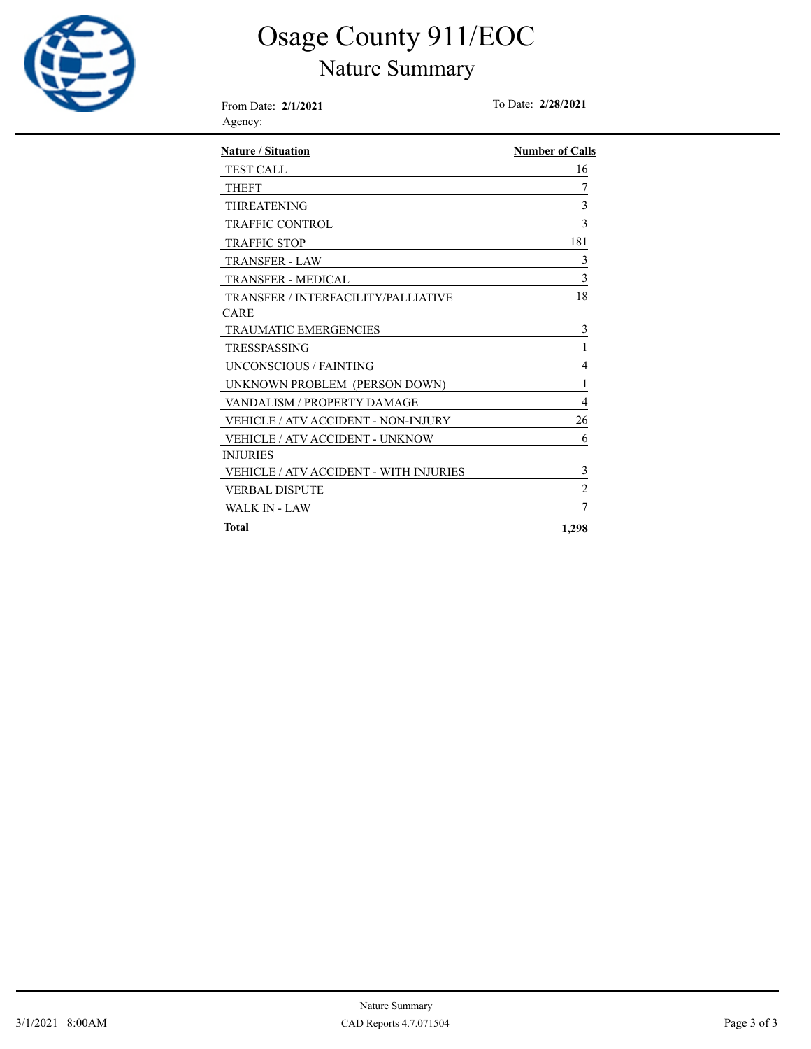# Osage County 911/EOC

## Nature Summary

From Date: **2/1/2021** To Date: **2/28/2021**

Agency:

| Nature / Situation | Number of Calls |
| --- | --- |
| TEST CALL | 16 |
| THEFT | 7 |
| THREATENING | 3 |
| TRAFFIC CONTROL | 3 |
| TRAFFIC STOP | 181 |
| TRANSFER - LAW | 3 |
| TRANSFER - MEDICAL | 3 |
| TRANSFER / INTERFACILITY/PALLIATIVE CARE | 18 |
| TRAUMATIC EMERGENCIES | 3 |
| TRESSPASSING | 1 |
| UNCONSCIOUS / FAINTING | 4 |
| UNKNOWN PROBLEM (PERSON DOWN) | 1 |
| VANDALISM / PROPERTY DAMAGE | 4 |
| VEHICLE / ATV ACCIDENT - NON-INJURY | 26 |
| VEHICLE / ATV ACCIDENT - UNKNOW INJURIES | 6 |
| VEHICLE / ATV ACCIDENT - WITH INJURIES | 3 |
| VERBAL DISPUTE | 2 |
| WALK IN - LAW | 7 |
| **Total** | **1,298** |